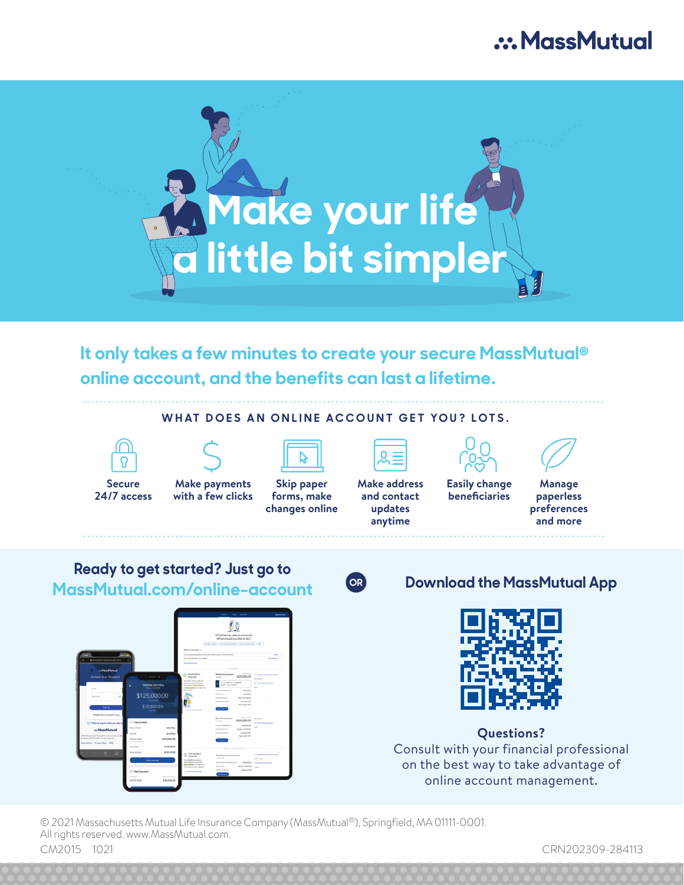MassMutual

# Make your life a little bit simpler

## It only takes a few minutes to create your secure MassMutual® online account, and the benefits can last a lifetime.

### WHAT DOES AN ONLINE ACCOUNT GET YOU? LOTS.

- Secure 24/7 access
- Make payments with a few clicks
- Skip paper forms, make changes online
- Make address and contact updates anytime
- Easily change beneficiaries
- Manage paperless preferences and more

**Ready to get started? Just go to MassMutual.com/online-account**

OR

**Download the MassMutual App**

**Questions?**
Consult with your financial professional on the best way to take advantage of online account management.

© 2021 Massachusetts Mutual Life Insurance Company (MassMutual®), Springfield, MA 01111-0001.
All rights reserved. www.MassMutual.com.

CM2015 1021

CRN202309-284113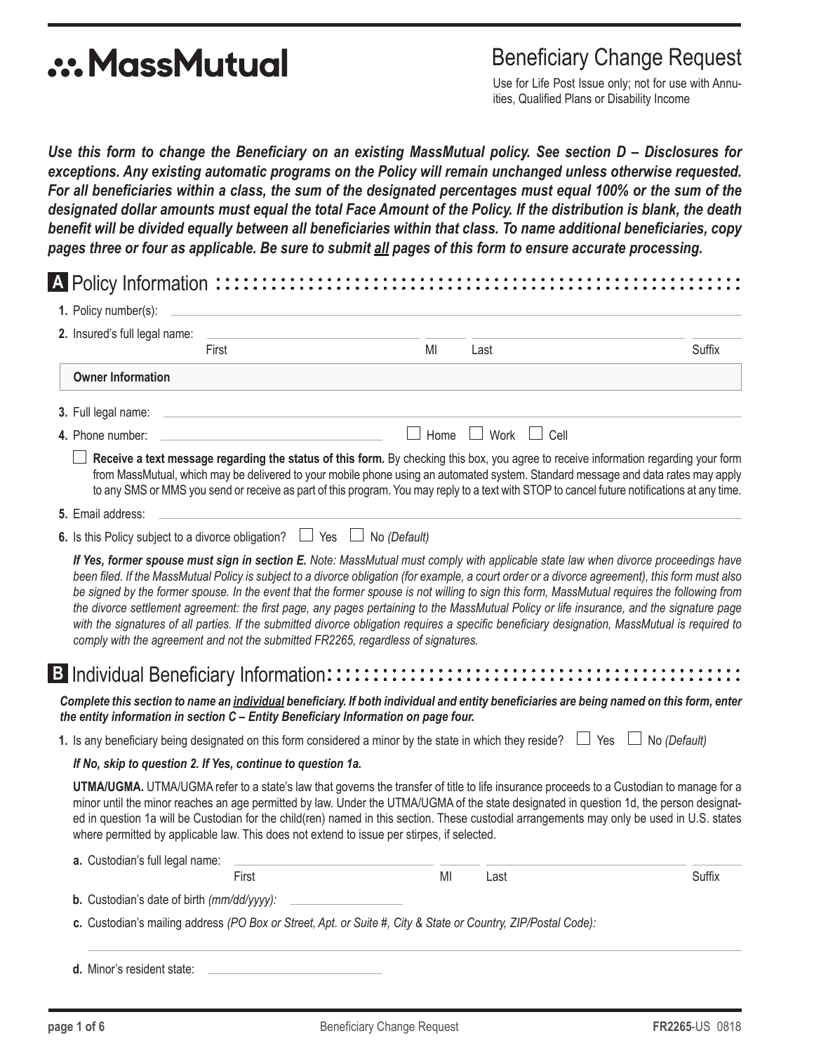# MassMutual

## Beneficiary Change Request

Use for Life Post Issue only; not for use with Annuities, Qualified Plans or Disability Income

***Use this form to change the Beneficiary on an existing MassMutual policy. See section D – Disclosures for exceptions. Any existing automatic programs on the Policy will remain unchanged unless otherwise requested. For all beneficiaries within a class, the sum of the designated percentages must equal 100% or the sum of the designated dollar amounts must equal the total Face Amount of the Policy. If the distribution is blank, the death benefit will be divided equally between all beneficiaries within that class. To name additional beneficiaries, copy pages three or four as applicable. Be sure to submit all pages of this form to ensure accurate processing.***

## A Policy Information

**1.** Policy number(s): ______________________

**2.** Insured's full legal name: ______________ First ______ MI ______________ Last ______ Suffix

**Owner Information**

**3.** Full legal name: ______________________

**4.** Phone number: ______________ ☐ Home ☐ Work ☐ Cell

☐ **Receive a text message regarding the status of this form.** By checking this box, you agree to receive information regarding your form from MassMutual, which may be delivered to your mobile phone using an automated system. Standard message and data rates may apply to any SMS or MMS you send or receive as part of this program. You may reply to a text with STOP to cancel future notifications at any time.

**5.** Email address: ______________________

**6.** Is this Policy subject to a divorce obligation? ☐ Yes ☐ No *(Default)*

***If Yes, former spouse must sign in section E.*** *Note: MassMutual must comply with applicable state law when divorce proceedings have been filed. If the MassMutual Policy is subject to a divorce obligation (for example, a court order or a divorce agreement), this form must also be signed by the former spouse. In the event that the former spouse is not willing to sign this form, MassMutual requires the following from the divorce settlement agreement: the first page, any pages pertaining to the MassMutual Policy or life insurance, and the signature page with the signatures of all parties. If the submitted divorce obligation requires a specific beneficiary designation, MassMutual is required to comply with the agreement and not the submitted FR2265, regardless of signatures.*

## B Individual Beneficiary Information

***Complete this section to name an individual beneficiary. If both individual and entity beneficiaries are being named on this form, enter the entity information in section C – Entity Beneficiary Information on page four.***

**1.** Is any beneficiary being designated on this form considered a minor by the state in which they reside? ☐ Yes ☐ No *(Default)*

***If No, skip to question 2. If Yes, continue to question 1a.***

**UTMA/UGMA.** UTMA/UGMA refer to a state's law that governs the transfer of title to life insurance proceeds to a Custodian to manage for a minor until the minor reaches an age permitted by law. Under the UTMA/UGMA of the state designated in question 1d, the person designated in question 1a will be Custodian for the child(ren) named in this section. These custodial arrangements may only be used in U.S. states where permitted by applicable law. This does not extend to issue per stirpes, if selected.

**a.** Custodian's full legal name: ______________ First ______ MI ______________ Last ______ Suffix

**b.** Custodian's date of birth *(mm/dd/yyyy)*: ______________

**c.** Custodian's mailing address *(PO Box or Street, Apt. or Suite #, City & State or Country, ZIP/Postal Code)*:

______________________

**d.** Minor's resident state: ______________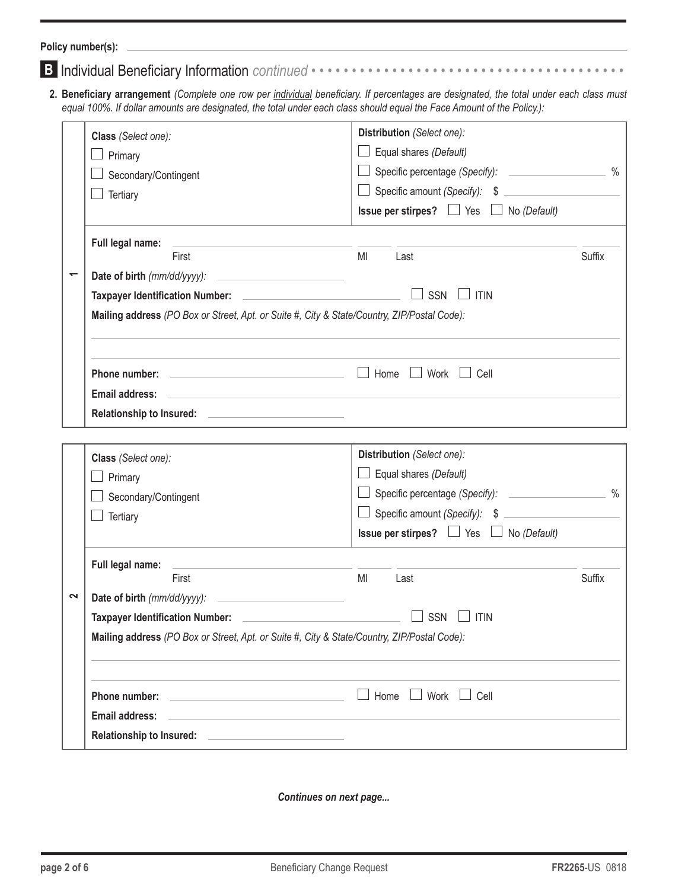**Policy number(s):** ______________________________

## B Individual Beneficiary Information *continued*

2. **Beneficiary arrangement** *(Complete one row per* *individual* *beneficiary. If percentages are designated, the total under each class must equal 100%. If dollar amounts are designated, the total under each class should equal the Face Amount of the Policy.):*

### 1

**Class** *(Select one):*
- ☐ Primary
- ☐ Secondary/Contingent
- ☐ Tertiary

**Distribution** *(Select one):*
- ☐ Equal shares *(Default)*
- ☐ Specific percentage *(Specify):* ____________ %
- ☐ Specific amount *(Specify):* $ ____________

**Issue per stirpes?** ☐ Yes ☐ No *(Default)*

**Full legal name:** ____________ (First) ____ (MI) ____________ (Last) ____ (Suffix)

**Date of birth** *(mm/dd/yyyy):* ____________

**Taxpayer Identification Number:** ____________ ☐ SSN ☐ ITIN

**Mailing address** *(PO Box or Street, Apt. or Suite #, City & State/Country, ZIP/Postal Code):*

______________________________

______________________________

**Phone number:** ____________ ☐ Home ☐ Work ☐ Cell

**Email address:** ______________________________

**Relationship to Insured:** ____________

### 2

**Class** *(Select one):*
- ☐ Primary
- ☐ Secondary/Contingent
- ☐ Tertiary

**Distribution** *(Select one):*
- ☐ Equal shares *(Default)*
- ☐ Specific percentage *(Specify):* ____________ %
- ☐ Specific amount *(Specify):* $ ____________

**Issue per stirpes?** ☐ Yes ☐ No *(Default)*

**Full legal name:** ____________ (First) ____ (MI) ____________ (Last) ____ (Suffix)

**Date of birth** *(mm/dd/yyyy):* ____________

**Taxpayer Identification Number:** ____________ ☐ SSN ☐ ITIN

**Mailing address** *(PO Box or Street, Apt. or Suite #, City & State/Country, ZIP/Postal Code):*

______________________________

______________________________

**Phone number:** ____________ ☐ Home ☐ Work ☐ Cell

**Email address:** ______________________________

**Relationship to Insured:** ____________

***Continues on next page...***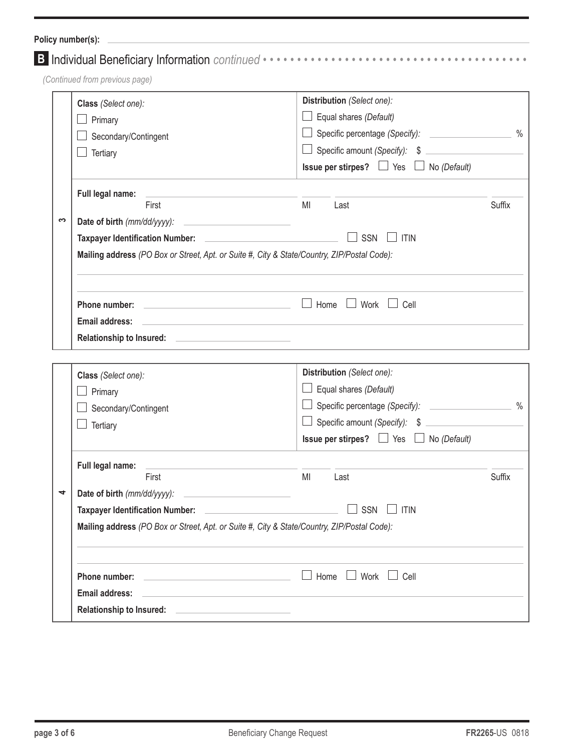**Policy number(s):** ____________________

## B Individual Beneficiary Information *continued*

*(Continued from previous page)*

### 3

**Class** *(Select one):*

- ☐ Primary
- ☐ Secondary/Contingent
- ☐ Tertiary

**Distribution** *(Select one):*

- ☐ Equal shares *(Default)*
- ☐ Specific percentage *(Specify):* __________ %
- ☐ Specific amount *(Specify):* $ __________

**Issue per stirpes?** ☐ Yes ☐ No *(Default)*

**Full legal name:** ____________________ (First) ____ (MI) ____________________ (Last) ____ (Suffix)

**Date of birth** *(mm/dd/yyyy):* ____________________

**Taxpayer Identification Number:** ____________________ ☐ SSN ☐ ITIN

**Mailing address** *(PO Box or Street, Apt. or Suite #, City & State/Country, ZIP/Postal Code):*

____________________________________________

____________________________________________

**Phone number:** ____________________ ☐ Home ☐ Work ☐ Cell

**Email address:** ____________________

**Relationship to Insured:** ____________________

### 4

**Class** *(Select one):*

- ☐ Primary
- ☐ Secondary/Contingent
- ☐ Tertiary

**Distribution** *(Select one):*

- ☐ Equal shares *(Default)*
- ☐ Specific percentage *(Specify):* __________ %
- ☐ Specific amount *(Specify):* $ __________

**Issue per stirpes?** ☐ Yes ☐ No *(Default)*

**Full legal name:** ____________________ (First) ____ (MI) ____________________ (Last) ____ (Suffix)

**Date of birth** *(mm/dd/yyyy):* ____________________

**Taxpayer Identification Number:** ____________________ ☐ SSN ☐ ITIN

**Mailing address** *(PO Box or Street, Apt. or Suite #, City & State/Country, ZIP/Postal Code):*

____________________________________________

____________________________________________

**Phone number:** ____________________ ☐ Home ☐ Work ☐ Cell

**Email address:** ____________________

**Relationship to Insured:** ____________________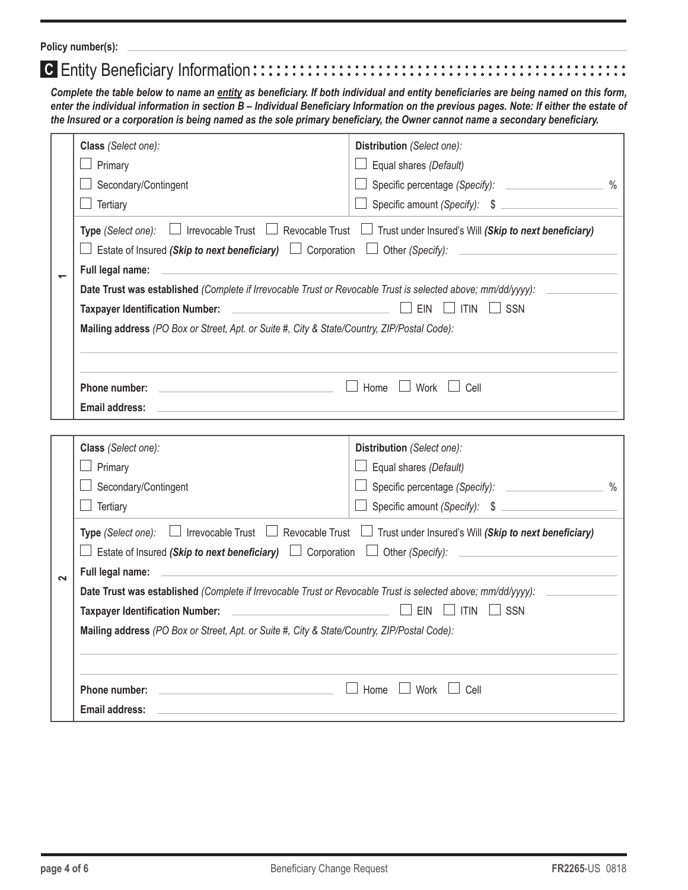**Policy number(s):** ______________________________

## C Entity Beneficiary Information

***Complete the table below to name an entity as beneficiary. If both individual and entity beneficiaries are being named on this form, enter the individual information in section B – Individual Beneficiary Information on the previous pages. Note: If either the estate of the Insured or a corporation is being named as the sole primary beneficiary, the Owner cannot name a secondary beneficiary.***

### 1

| **Class** *(Select one):* | **Distribution** *(Select one):* |
|---|---|
| ☐ Primary | ☐ Equal shares *(Default)* |
| ☐ Secondary/Contingent | ☐ Specific percentage *(Specify):* ____________ % |
| ☐ Tertiary | ☐ Specific amount *(Specify):* $ ____________ |

**Type** *(Select one):* ☐ Irrevocable Trust ☐ Revocable Trust ☐ Trust under Insured's Will ***(Skip to next beneficiary)***

☐ Estate of Insured ***(Skip to next beneficiary)*** ☐ Corporation ☐ Other *(Specify):* ______________________

**Full legal name:** ______________________________

**Date Trust was established** *(Complete if Irrevocable Trust or Revocable Trust is selected above; mm/dd/yyyy):* ____________

**Taxpayer Identification Number:** ______________________ ☐ EIN ☐ ITIN ☐ SSN

**Mailing address** *(PO Box or Street, Apt. or Suite #, City & State/Country, ZIP/Postal Code):*

______________________________

______________________________

**Phone number:** ______________________ ☐ Home ☐ Work ☐ Cell

**Email address:** ______________________________

### 2

| **Class** *(Select one):* | **Distribution** *(Select one):* |
|---|---|
| ☐ Primary | ☐ Equal shares *(Default)* |
| ☐ Secondary/Contingent | ☐ Specific percentage *(Specify):* ____________ % |
| ☐ Tertiary | ☐ Specific amount *(Specify):* $ ____________ |

**Type** *(Select one):* ☐ Irrevocable Trust ☐ Revocable Trust ☐ Trust under Insured's Will ***(Skip to next beneficiary)***

☐ Estate of Insured ***(Skip to next beneficiary)*** ☐ Corporation ☐ Other *(Specify):* ______________________

**Full legal name:** ______________________________

**Date Trust was established** *(Complete if Irrevocable Trust or Revocable Trust is selected above; mm/dd/yyyy):* ____________

**Taxpayer Identification Number:** ______________________ ☐ EIN ☐ ITIN ☐ SSN

**Mailing address** *(PO Box or Street, Apt. or Suite #, City & State/Country, ZIP/Postal Code):*

______________________________

______________________________

**Phone number:** ______________________ ☐ Home ☐ Work ☐ Cell

**Email address:** ______________________________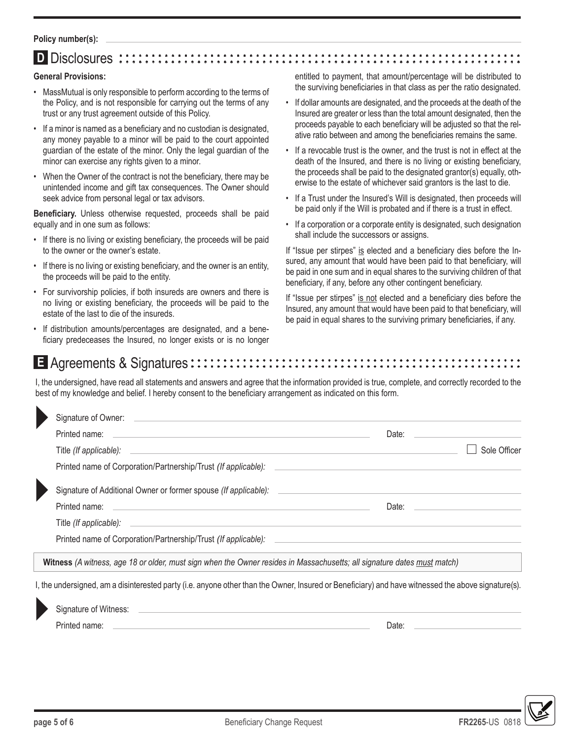Policy number(s): ______________________

## D Disclosures

**General Provisions:**

- MassMutual is only responsible to perform according to the terms of the Policy, and is not responsible for carrying out the terms of any trust or any trust agreement outside of this Policy.
- If a minor is named as a beneficiary and no custodian is designated, any money payable to a minor will be paid to the court appointed guardian of the estate of the minor. Only the legal guardian of the minor can exercise any rights given to a minor.
- When the Owner of the contract is not the beneficiary, there may be unintended income and gift tax consequences. The Owner should seek advice from personal legal or tax advisors.

**Beneficiary.** Unless otherwise requested, proceeds shall be paid equally and in one sum as follows:

- If there is no living or existing beneficiary, the proceeds will be paid to the owner or the owner's estate.
- If there is no living or existing beneficiary, and the owner is an entity, the proceeds will be paid to the entity.
- For survivorship policies, if both insureds are owners and there is no living or existing beneficiary, the proceeds will be paid to the estate of the last to die of the insureds.
- If distribution amounts/percentages are designated, and a beneficiary predeceases the Insured, no longer exists or is no longer entitled to payment, that amount/percentage will be distributed to the surviving beneficiaries in that class as per the ratio designated.
- If dollar amounts are designated, and the proceeds at the death of the Insured are greater or less than the total amount designated, then the proceeds payable to each beneficiary will be adjusted so that the relative ratio between and among the beneficiaries remains the same.
- If a revocable trust is the owner, and the trust is not in effect at the death of the Insured, and there is no living or existing beneficiary, the proceeds shall be paid to the designated grantor(s) equally, otherwise to the estate of whichever said grantors is the last to die.
- If a Trust under the Insured's Will is designated, then proceeds will be paid only if the Will is probated and if there is a trust in effect.
- If a corporation or a corporate entity is designated, such designation shall include the successors or assigns.

If "Issue per stirpes" is elected and a beneficiary dies before the Insured, any amount that would have been paid to that beneficiary, will be paid in one sum and in equal shares to the surviving children of that beneficiary, if any, before any other contingent beneficiary.

If "Issue per stirpes" is not elected and a beneficiary dies before the Insured, any amount that would have been paid to that beneficiary, will be paid in equal shares to the surviving primary beneficiaries, if any.

## E Agreements & Signatures

I, the undersigned, have read all statements and answers and agree that the information provided is true, complete, and correctly recorded to the best of my knowledge and belief. I hereby consent to the beneficiary arrangement as indicated on this form.

Signature of Owner: ______________________

Printed name: ______________________ Date: ______________

Title *(If applicable):* ______________________ ☐ Sole Officer

Printed name of Corporation/Partnership/Trust *(If applicable):* ______________________

Signature of Additional Owner or former spouse *(If applicable):* ______________________

Printed name: ______________________ Date: ______________

Title *(If applicable):* ______________________

Printed name of Corporation/Partnership/Trust *(If applicable):* ______________________

**Witness** *(A witness, age 18 or older, must sign when the Owner resides in Massachusetts; all signature dates must match)*

I, the undersigned, am a disinterested party (i.e. anyone other than the Owner, Insured or Beneficiary) and have witnessed the above signature(s).

Signature of Witness: ______________________

Printed name: ______________________ Date: ______________

Beneficiary Change Request

FR2265-US 0818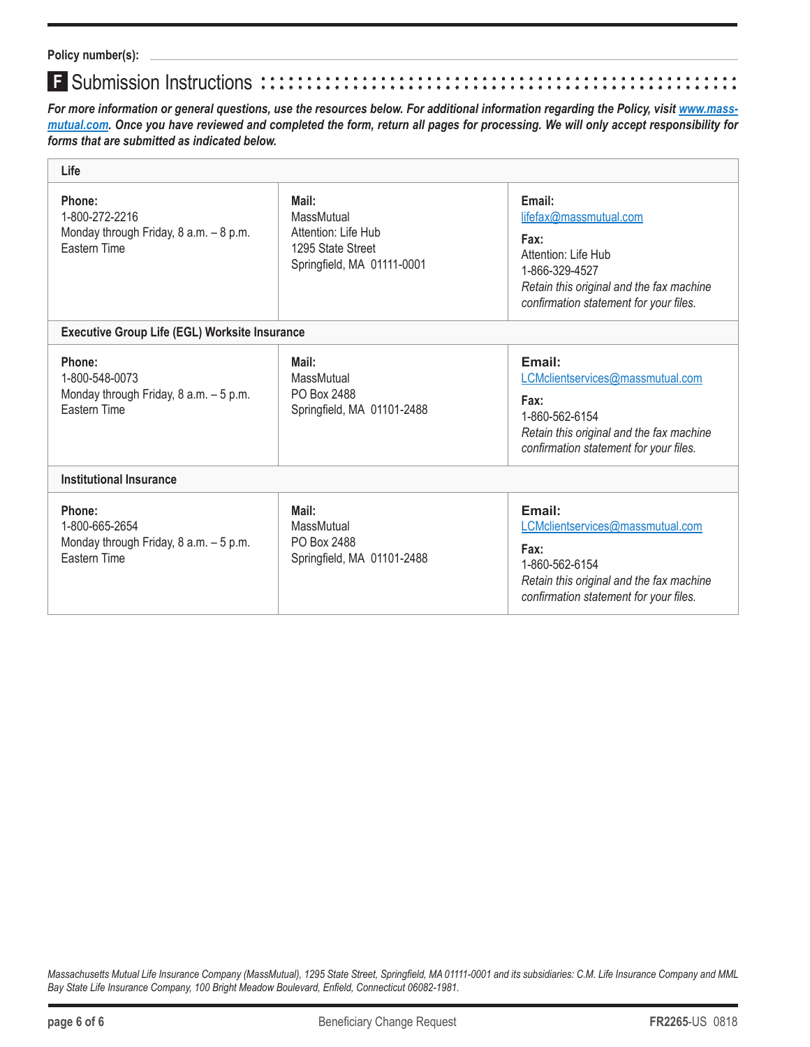Policy number(s): ______________________________

## F Submission Instructions

***For more information or general questions, use the resources below. For additional information regarding the Policy, visit www.massmutual.com. Once you have reviewed and completed the form, return all pages for processing. We will only accept responsibility for forms that are submitted as indicated below.***

| Life | | |
|---|---|---|
| **Phone:**<br>1-800-272-2216<br>Monday through Friday, 8 a.m. – 8 p.m. Eastern Time | **Mail:**<br>MassMutual<br>Attention: Life Hub<br>1295 State Street<br>Springfield, MA 01111-0001 | **Email:**<br>lifefax@massmutual.com<br>**Fax:**<br>Attention: Life Hub<br>1-866-329-4527<br>*Retain this original and the fax machine confirmation statement for your files.* |
| **Executive Group Life (EGL) Worksite Insurance** | | |
| **Phone:**<br>1-800-548-0073<br>Monday through Friday, 8 a.m. – 5 p.m. Eastern Time | **Mail:**<br>MassMutual<br>PO Box 2488<br>Springfield, MA 01101-2488 | **Email:**<br>LCMclientservices@massmutual.com<br>**Fax:**<br>1-860-562-6154<br>*Retain this original and the fax machine confirmation statement for your files.* |
| **Institutional Insurance** | | |
| **Phone:**<br>1-800-665-2654<br>Monday through Friday, 8 a.m. – 5 p.m. Eastern Time | **Mail:**<br>MassMutual<br>PO Box 2488<br>Springfield, MA 01101-2488 | **Email:**<br>LCMclientservices@massmutual.com<br>**Fax:**<br>1-860-562-6154<br>*Retain this original and the fax machine confirmation statement for your files.* |

*Massachusetts Mutual Life Insurance Company (MassMutual), 1295 State Street, Springfield, MA 01111-0001 and its subsidiaries: C.M. Life Insurance Company and MML Bay State Life Insurance Company, 100 Bright Meadow Boulevard, Enfield, Connecticut 06082-1981.*